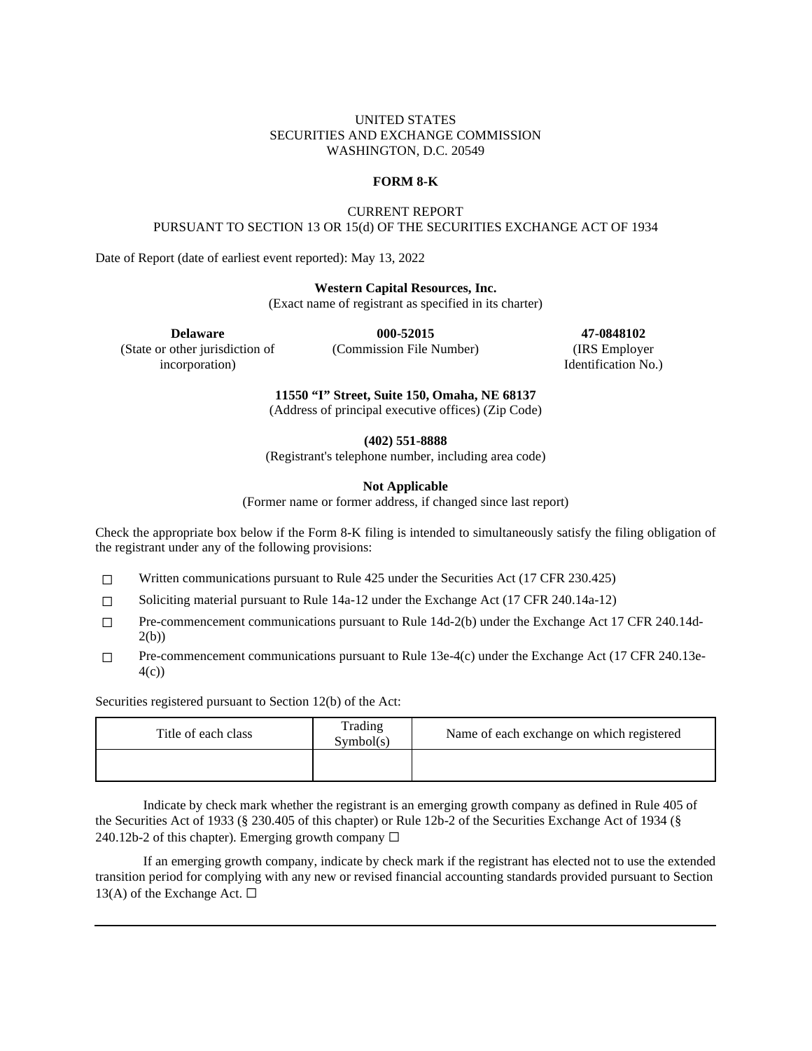UNITED STATES
SECURITIES AND EXCHANGE COMMISSION
WASHINGTON, D.C. 20549

**FORM 8-K**

CURRENT REPORT
PURSUANT TO SECTION 13 OR 15(d) OF THE SECURITIES EXCHANGE ACT OF 1934

Date of Report (date of earliest event reported): May 13, 2022

**Western Capital Resources, Inc.**
(Exact name of registrant as specified in its charter)

| | | |
|---|---|---|
| **Delaware** | **000-52015** | **47-0848102** |
| (State or other jurisdiction of incorporation) | (Commission File Number) | (IRS Employer Identification No.) |

**11550 "I" Street, Suite 150, Omaha, NE 68137**
(Address of principal executive offices) (Zip Code)

**(402) 551-8888**
(Registrant's telephone number, including area code)

**Not Applicable**
(Former name or former address, if changed since last report)

Check the appropriate box below if the Form 8-K filing is intended to simultaneously satisfy the filing obligation of the registrant under any of the following provisions:

☐ Written communications pursuant to Rule 425 under the Securities Act (17 CFR 230.425)

☐ Soliciting material pursuant to Rule 14a-12 under the Exchange Act (17 CFR 240.14a-12)

☐ Pre-commencement communications pursuant to Rule 14d-2(b) under the Exchange Act 17 CFR 240.14d-2(b))

☐ Pre-commencement communications pursuant to Rule 13e-4(c) under the Exchange Act (17 CFR 240.13e-4(c))

Securities registered pursuant to Section 12(b) of the Act:

| Title of each class | Trading Symbol(s) | Name of each exchange on which registered |
|---|---|---|
| | | |

Indicate by check mark whether the registrant is an emerging growth company as defined in Rule 405 of the Securities Act of 1933 (§ 230.405 of this chapter) or Rule 12b-2 of the Securities Exchange Act of 1934 (§ 240.12b-2 of this chapter). Emerging growth company ☐

If an emerging growth company, indicate by check mark if the registrant has elected not to use the extended transition period for complying with any new or revised financial accounting standards provided pursuant to Section 13(A) of the Exchange Act. ☐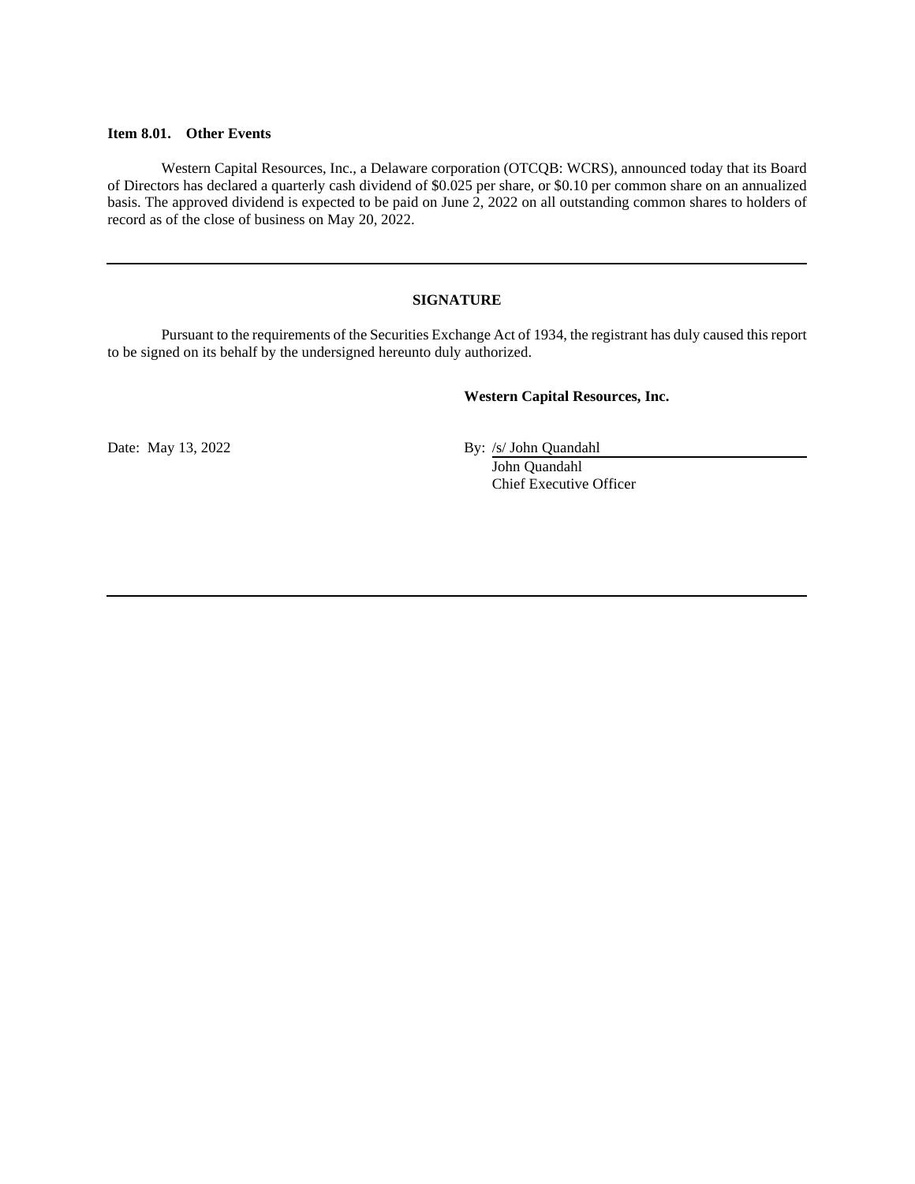**Item 8.01. Other Events**

Western Capital Resources, Inc., a Delaware corporation (OTCQB: WCRS), announced today that its Board of Directors has declared a quarterly cash dividend of $0.025 per share, or $0.10 per common share on an annualized basis. The approved dividend is expected to be paid on June 2, 2022 on all outstanding common shares to holders of record as of the close of business on May 20, 2022.

---

**SIGNATURE**

Pursuant to the requirements of the Securities Exchange Act of 1934, the registrant has duly caused this report to be signed on its behalf by the undersigned hereunto duly authorized.

**Western Capital Resources, Inc.**

Date: May 13, 2022

By: /s/ John Quandahl
John Quandahl
Chief Executive Officer